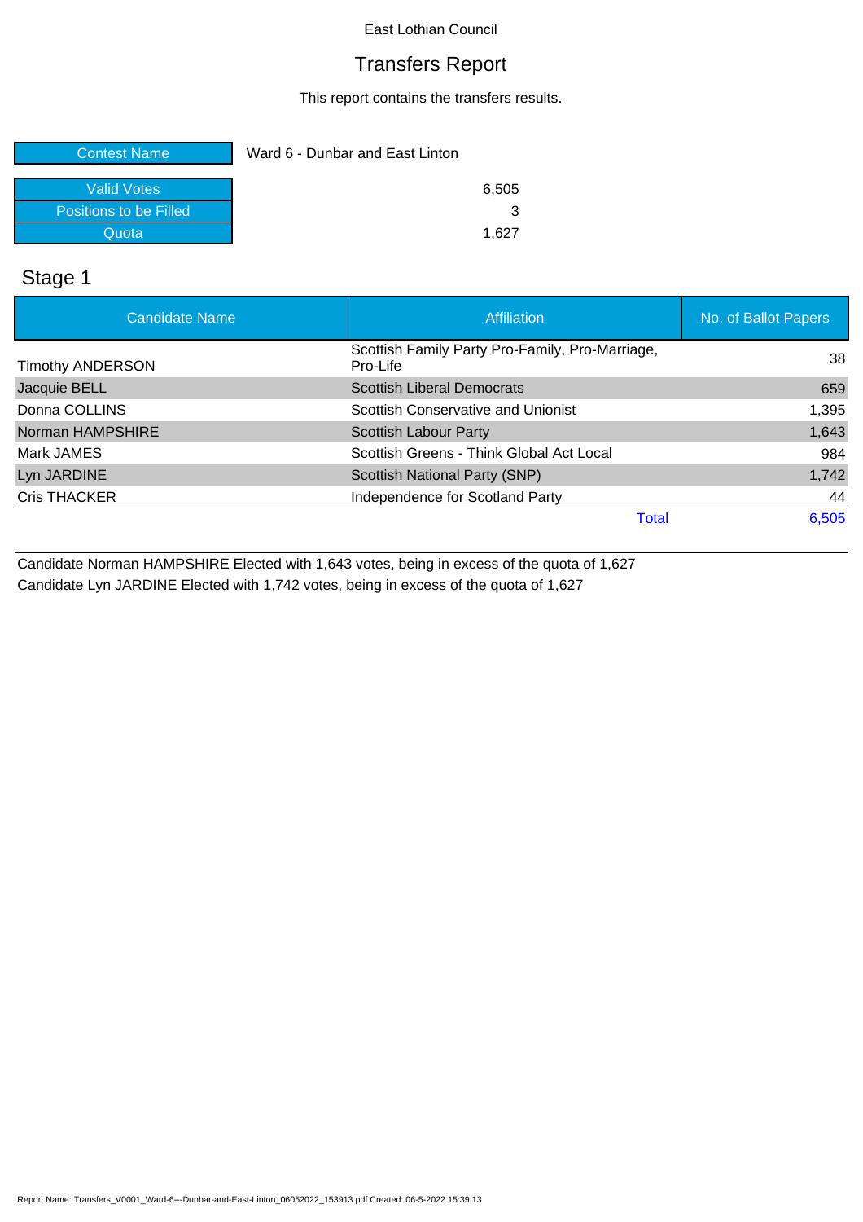East Lothian Council

# Transfers Report

This report contains the transfers results.

| | |
|---|---|
| Contest Name | Ward 6 - Dunbar and East Linton |
| Valid Votes | 6,505 |
| Positions to be Filled | 3 |
| Quota | 1,627 |

## Stage 1

| Candidate Name | Affiliation | No. of Ballot Papers |
|---|---|---|
| Timothy ANDERSON | Scottish Family Party Pro-Family, Pro-Marriage, Pro-Life | 38 |
| Jacquie BELL | Scottish Liberal Democrats | 659 |
| Donna COLLINS | Scottish Conservative and Unionist | 1,395 |
| Norman HAMPSHIRE | Scottish Labour Party | 1,643 |
| Mark JAMES | Scottish Greens - Think Global Act Local | 984 |
| Lyn JARDINE | Scottish National Party (SNP) | 1,742 |
| Cris THACKER | Independence for Scotland Party | 44 |
| | Total | 6,505 |

Candidate Norman HAMPSHIRE Elected with 1,643 votes, being in excess of the quota of 1,627

Candidate Lyn JARDINE Elected with 1,742 votes, being in excess of the quota of 1,627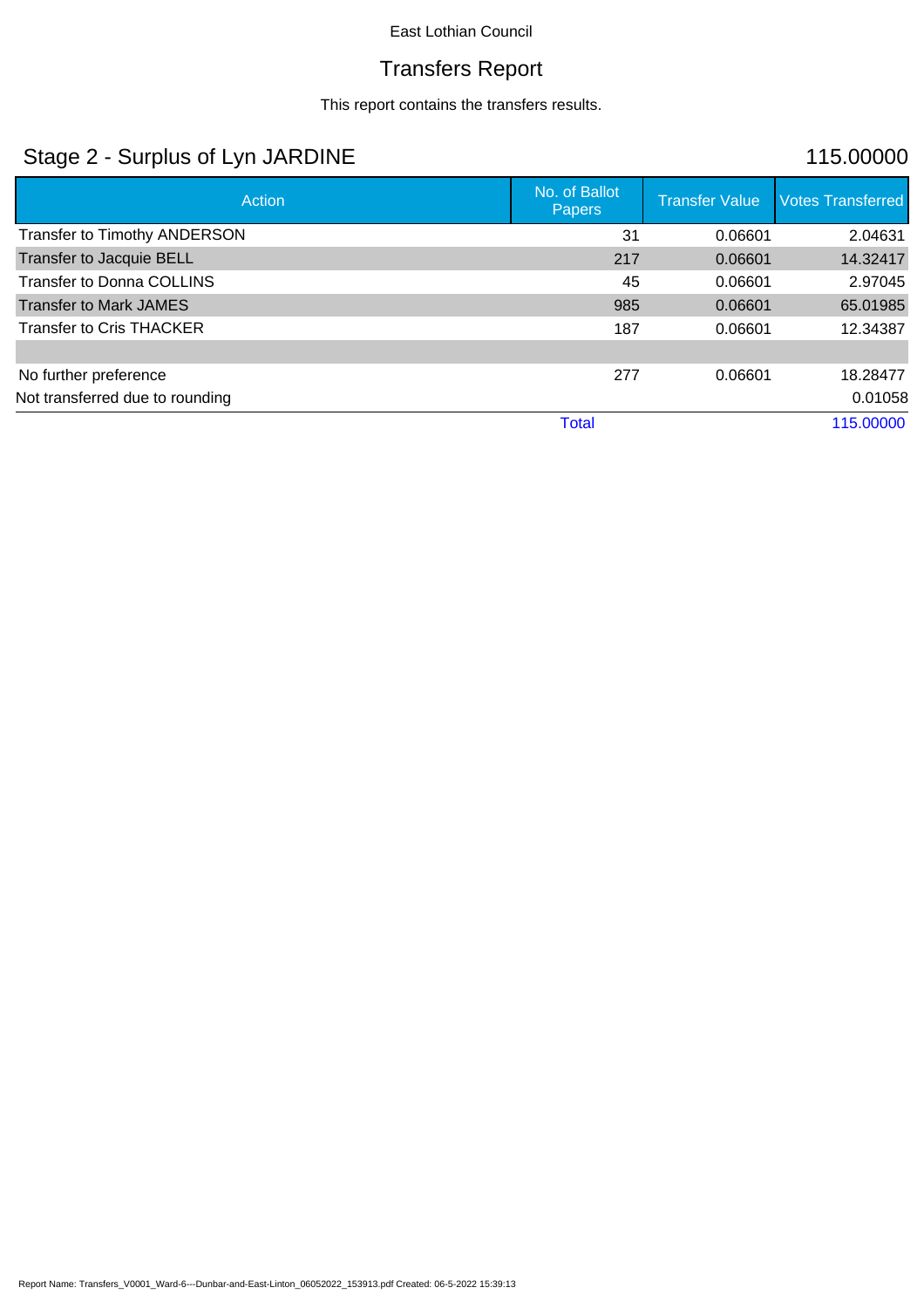East Lothian Council

# Transfers Report

This report contains the transfers results.

## Stage 2 - Surplus of Lyn JARDINE 115.00000

| Action | No. of Ballot Papers | Transfer Value | Votes Transferred |
|---|---|---|---|
| Transfer to Timothy ANDERSON | 31 | 0.06601 | 2.04631 |
| Transfer to Jacquie BELL | 217 | 0.06601 | 14.32417 |
| Transfer to Donna COLLINS | 45 | 0.06601 | 2.97045 |
| Transfer to Mark JAMES | 985 | 0.06601 | 65.01985 |
| Transfer to Cris THACKER | 187 | 0.06601 | 12.34387 |
| | | | |
| No further preference | 277 | 0.06601 | 18.28477 |
| Not transferred due to rounding | | | 0.01058 |
| | Total | | 115.00000 |

Report Name: Transfers_V0001_Ward-6---Dunbar-and-East-Linton_06052022_153913.pdf Created: 06-5-2022 15:39:13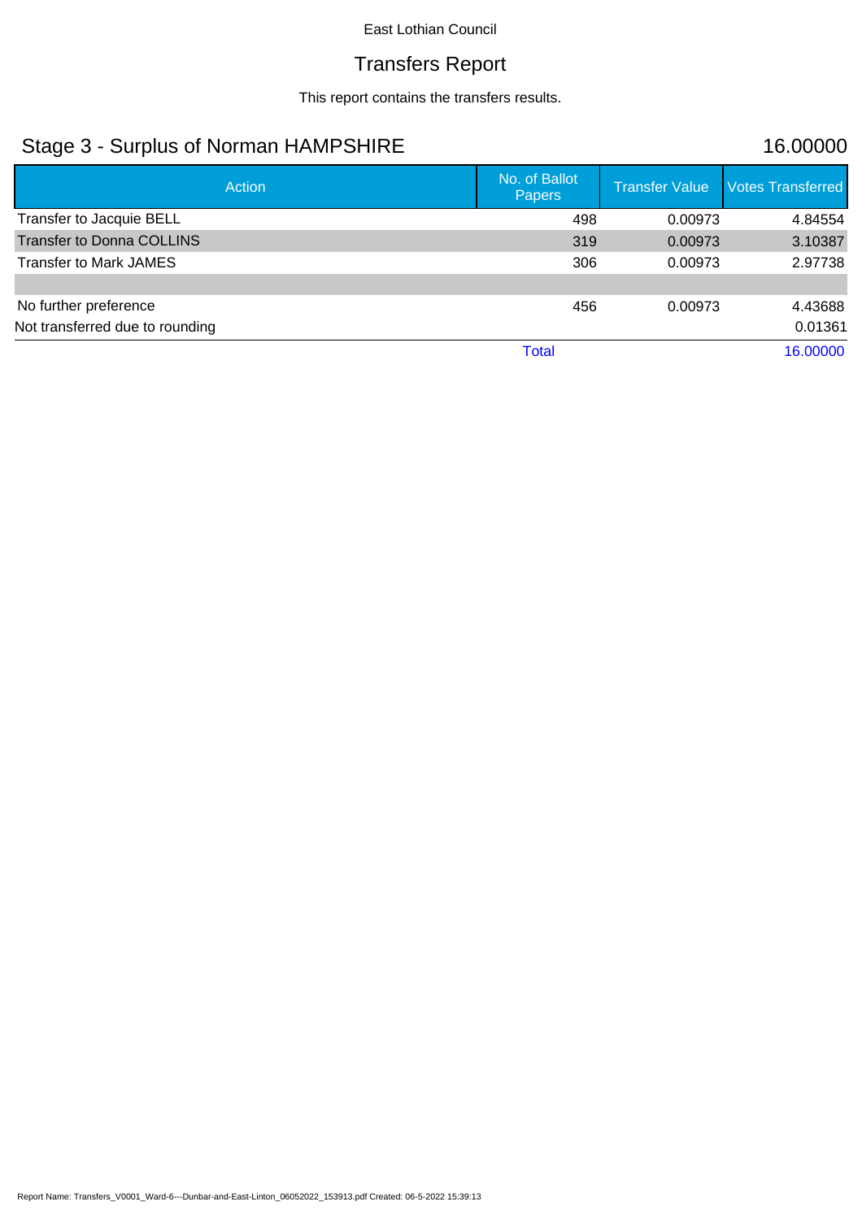East Lothian Council

# Transfers Report

This report contains the transfers results.

## Stage 3 - Surplus of Norman HAMPSHIRE 16.00000

| Action | No. of Ballot Papers | Transfer Value | Votes Transferred |
|---|---|---|---|
| Transfer to Jacquie BELL | 498 | 0.00973 | 4.84554 |
| Transfer to Donna COLLINS | 319 | 0.00973 | 3.10387 |
| Transfer to Mark JAMES | 306 | 0.00973 | 2.97738 |
| | | | |
| No further preference | 456 | 0.00973 | 4.43688 |
| Not transferred due to rounding | | | 0.01361 |
| | Total | | 16.00000 |

Report Name: Transfers_V0001_Ward-6---Dunbar-and-East-Linton_06052022_153913.pdf Created: 06-5-2022 15:39:13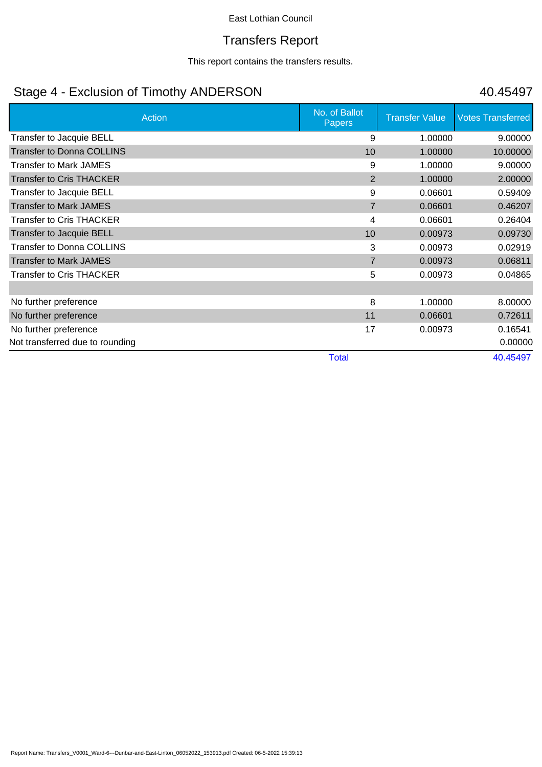East Lothian Council

# Transfers Report

This report contains the transfers results.

## Stage 4 - Exclusion of Timothy ANDERSON 40.45497

| Action | No. of Ballot Papers | Transfer Value | Votes Transferred |
|---|---|---|---|
| Transfer to Jacquie BELL | 9 | 1.00000 | 9.00000 |
| Transfer to Donna COLLINS | 10 | 1.00000 | 10.00000 |
| Transfer to Mark JAMES | 9 | 1.00000 | 9.00000 |
| Transfer to Cris THACKER | 2 | 1.00000 | 2.00000 |
| Transfer to Jacquie BELL | 9 | 0.06601 | 0.59409 |
| Transfer to Mark JAMES | 7 | 0.06601 | 0.46207 |
| Transfer to Cris THACKER | 4 | 0.06601 | 0.26404 |
| Transfer to Jacquie BELL | 10 | 0.00973 | 0.09730 |
| Transfer to Donna COLLINS | 3 | 0.00973 | 0.02919 |
| Transfer to Mark JAMES | 7 | 0.00973 | 0.06811 |
| Transfer to Cris THACKER | 5 | 0.00973 | 0.04865 |
| | | | |
| No further preference | 8 | 1.00000 | 8.00000 |
| No further preference | 11 | 0.06601 | 0.72611 |
| No further preference | 17 | 0.00973 | 0.16541 |
| Not transferred due to rounding | | | 0.00000 |
| | Total | | 40.45497 |

Report Name: Transfers_V0001_Ward-6---Dunbar-and-East-Linton_06052022_153913.pdf Created: 06-5-2022 15:39:13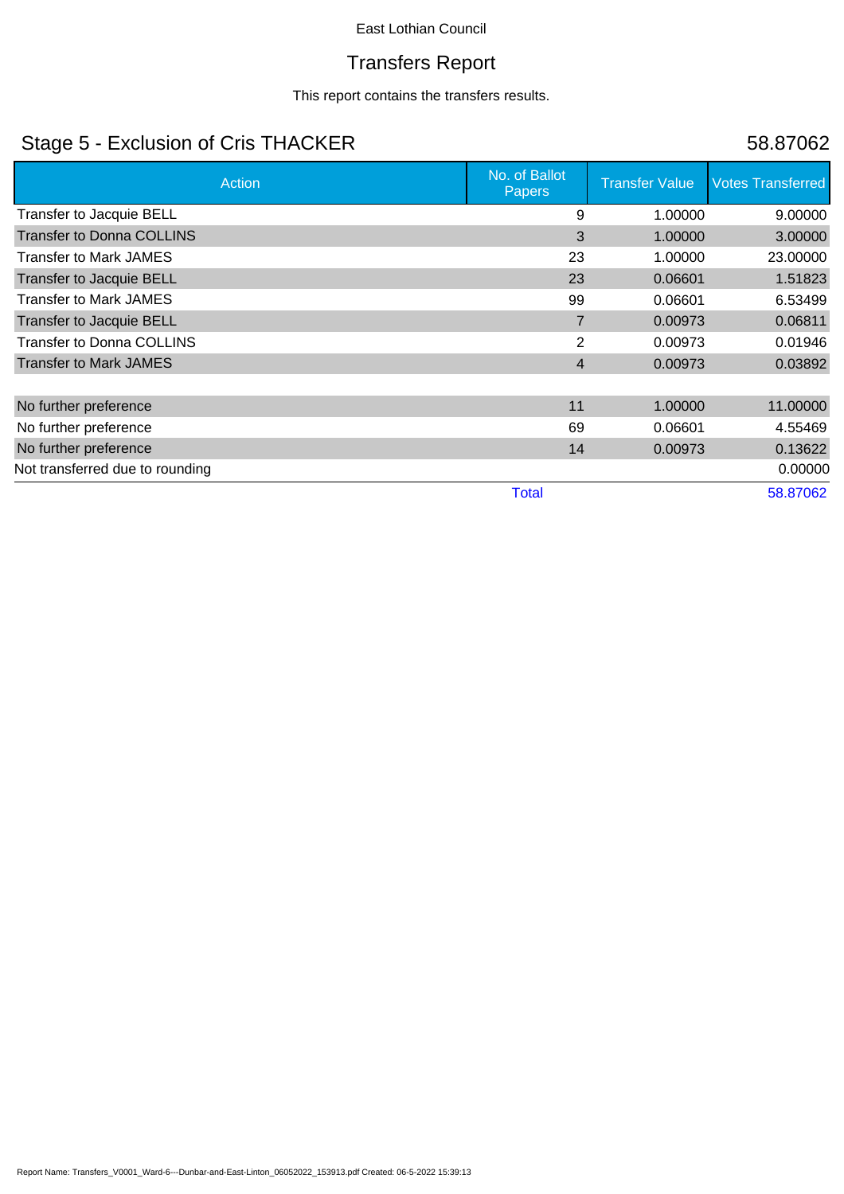East Lothian Council

# Transfers Report

This report contains the transfers results.

## Stage 5 - Exclusion of Cris THACKER 58.87062

| Action | No. of Ballot Papers | Transfer Value | Votes Transferred |
|---|---|---|---|
| Transfer to Jacquie BELL | 9 | 1.00000 | 9.00000 |
| Transfer to Donna COLLINS | 3 | 1.00000 | 3.00000 |
| Transfer to Mark JAMES | 23 | 1.00000 | 23.00000 |
| Transfer to Jacquie BELL | 23 | 0.06601 | 1.51823 |
| Transfer to Mark JAMES | 99 | 0.06601 | 6.53499 |
| Transfer to Jacquie BELL | 7 | 0.00973 | 0.06811 |
| Transfer to Donna COLLINS | 2 | 0.00973 | 0.01946 |
| Transfer to Mark JAMES | 4 | 0.00973 | 0.03892 |
| | | | |
| No further preference | 11 | 1.00000 | 11.00000 |
| No further preference | 69 | 0.06601 | 4.55469 |
| No further preference | 14 | 0.00973 | 0.13622 |
| Not transferred due to rounding | | | 0.00000 |
| | Total | | 58.87062 |

Report Name: Transfers_V0001_Ward-6---Dunbar-and-East-Linton_06052022_153913.pdf Created: 06-5-2022 15:39:13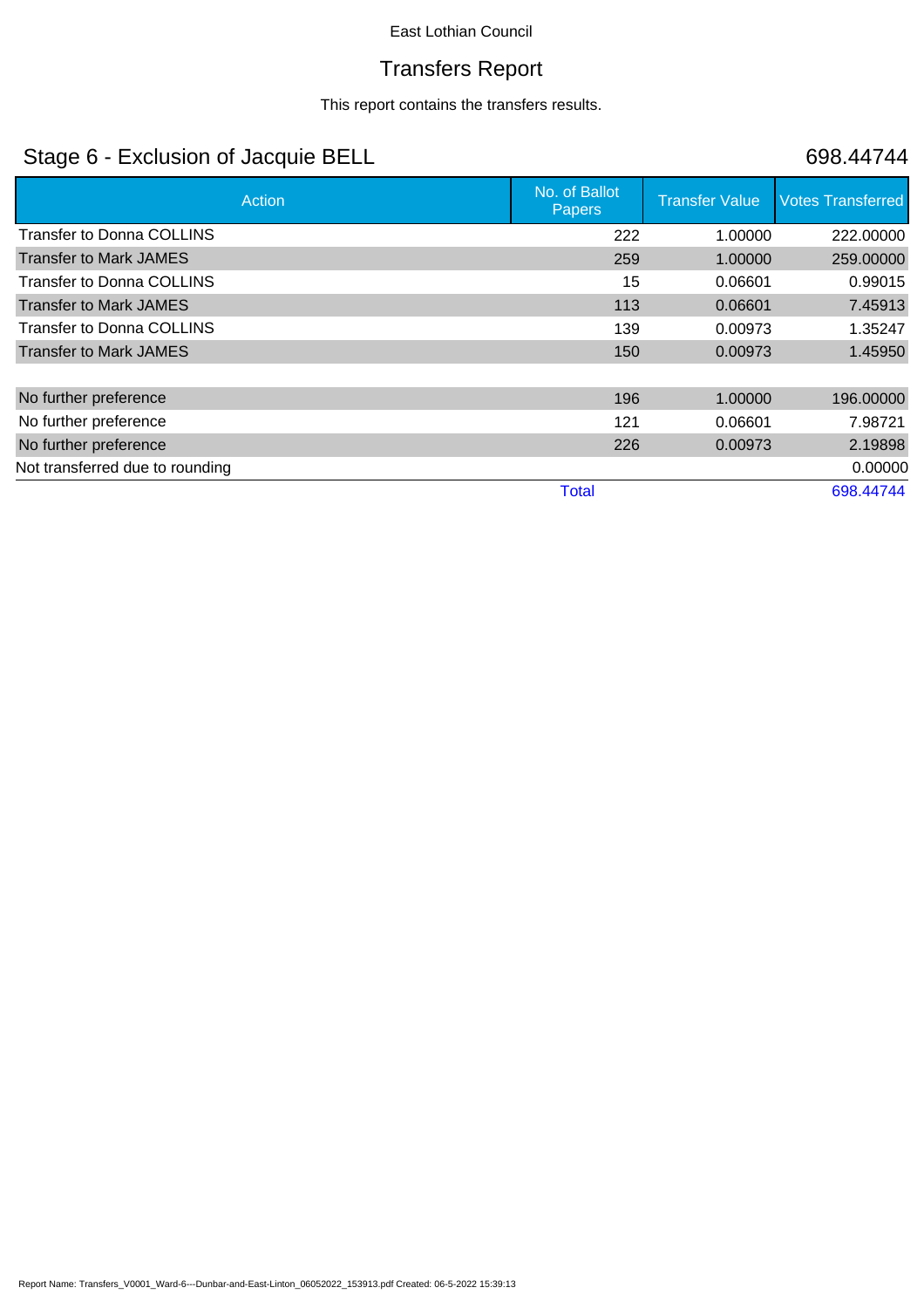East Lothian Council

# Transfers Report

This report contains the transfers results.

## Stage 6 - Exclusion of Jacquie BELL

698.44744

| Action | No. of Ballot Papers | Transfer Value | Votes Transferred |
|---|---|---|---|
| Transfer to Donna COLLINS | 222 | 1.00000 | 222.00000 |
| Transfer to Mark JAMES | 259 | 1.00000 | 259.00000 |
| Transfer to Donna COLLINS | 15 | 0.06601 | 0.99015 |
| Transfer to Mark JAMES | 113 | 0.06601 | 7.45913 |
| Transfer to Donna COLLINS | 139 | 0.00973 | 1.35247 |
| Transfer to Mark JAMES | 150 | 0.00973 | 1.45950 |
| | | | |
| No further preference | 196 | 1.00000 | 196.00000 |
| No further preference | 121 | 0.06601 | 7.98721 |
| No further preference | 226 | 0.00973 | 2.19898 |
| Not transferred due to rounding | | | 0.00000 |
| | Total | | 698.44744 |

Report Name: Transfers_V0001_Ward-6---Dunbar-and-East-Linton_06052022_153913.pdf Created: 06-5-2022 15:39:13